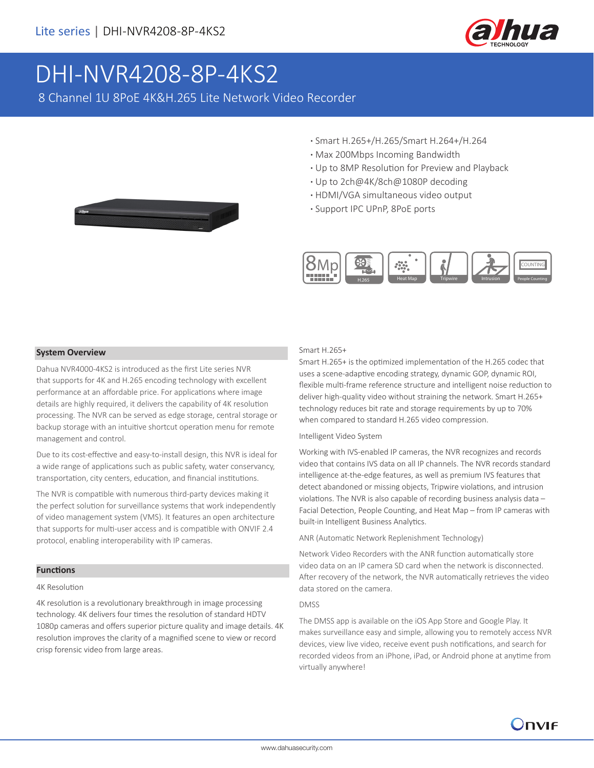# DHI-NVR4208-8P-4KS2

8 Channel 1U 8PoE 4K&H.265 Lite Network Video Recorder

- Smart H.265+/H.265/Smart H.264+/H.264
- Max 200Mbps Incoming Bandwidth
- Up to 8MP Resolution for Preview and Playback
- Up to 2ch@4K/8ch@1080P decoding
- HDMI/VGA simultaneous video output
- Support IPC UPnP, 8PoE ports

## System Overview

Dahua NVR4000-4KS2 is introduced as the first Lite series NVR that supports for 4K and H.265 encoding technology with excellent performance at an affordable price. For applications where image details are highly required, it delivers the capability of 4K resolution processing. The NVR can be served as edge storage, central storage or backup storage with an intuitive shortcut operation menu for remote management and control.

Due to its cost-effective and easy-to-install design, this NVR is ideal for a wide range of applications such as public safety, water conservancy, transportation, city centers, education, and financial institutions.

The NVR is compatible with numerous third-party devices making it the perfect solution for surveillance systems that work independently of video management system (VMS). It features an open architecture that supports for multi-user access and is compatible with ONVIF 2.4 protocol, enabling interoperability with IP cameras.

## Functions

### 4K Resolution

4K resolution is a revolutionary breakthrough in image processing technology. 4K delivers four times the resolution of standard HDTV 1080p cameras and offers superior picture quality and image details. 4K resolution improves the clarity of a magnified scene to view or record crisp forensic video from large areas.

### Smart H.265+

Smart H.265+ is the optimized implementation of the H.265 codec that uses a scene-adaptive encoding strategy, dynamic GOP, dynamic ROI, flexible multi-frame reference structure and intelligent noise reduction to deliver high-quality video without straining the network. Smart H.265+ technology reduces bit rate and storage requirements by up to 70% when compared to standard H.265 video compression.

### Intelligent Video System

Working with IVS-enabled IP cameras, the NVR recognizes and records video that contains IVS data on all IP channels. The NVR records standard intelligence at-the-edge features, as well as premium IVS features that detect abandoned or missing objects, Tripwire violations, and intrusion violations. The NVR is also capable of recording business analysis data – Facial Detection, People Counting, and Heat Map – from IP cameras with built-in Intelligent Business Analytics.

### ANR (Automatic Network Replenishment Technology)

Network Video Recorders with the ANR function automatically store video data on an IP camera SD card when the network is disconnected. After recovery of the network, the NVR automatically retrieves the video data stored on the camera.

### DMSS

The DMSS app is available on the iOS App Store and Google Play. It makes surveillance easy and simple, allowing you to remotely access NVR devices, view live video, receive event push notifications, and search for recorded videos from an iPhone, iPad, or Android phone at anytime from virtually anywhere!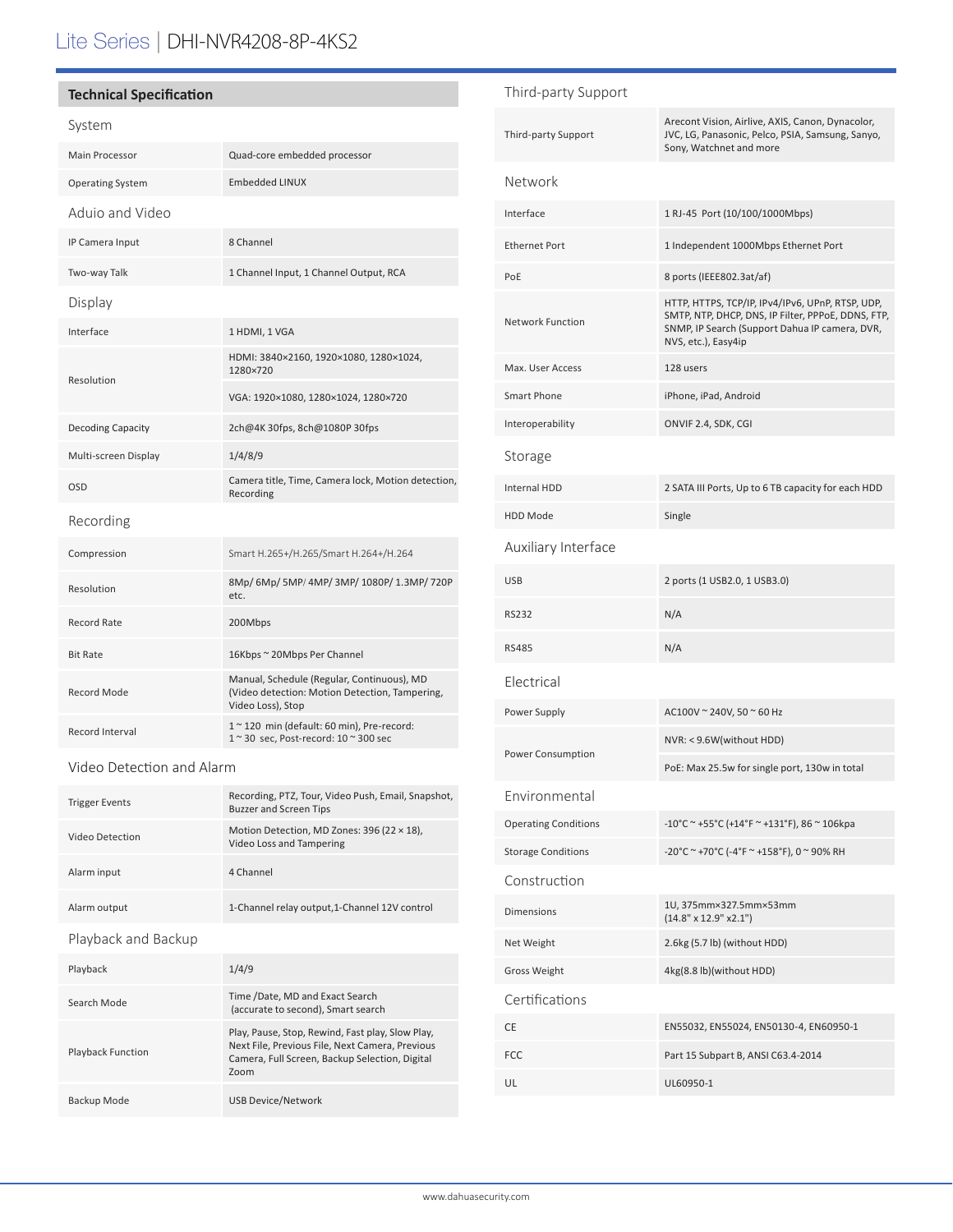# Lite Series | DHI-NVR4208-8P-4KS2

## Technical Specification

### System

| | |
|---|---|
| Main Processor | Quad-core embedded processor |
| Operating System | Embedded LINUX |

### Aduio and Video

| | |
|---|---|
| IP Camera Input | 8 Channel |
| Two-way Talk | 1 Channel Input, 1 Channel Output, RCA |

### Display

| | |
|---|---|
| Interface | 1 HDMI, 1 VGA |
| Resolution | HDMI: 3840×2160, 1920×1080, 1280×1024, 1280×720 |
| | VGA: 1920×1080, 1280×1024, 1280×720 |
| Decoding Capacity | 2ch@4K 30fps, 8ch@1080P 30fps |
| Multi-screen Display | 1/4/8/9 |
| OSD | Camera title, Time, Camera lock, Motion detection, Recording |

### Recording

| | |
|---|---|
| Compression | Smart H.265+/H.265/Smart H.264+/H.264 |
| Resolution | 8Mp/ 6Mp/ 5MP/ 4MP/ 3MP/ 1080P/ 1.3MP/ 720P etc. |
| Record Rate | 200Mbps |
| Bit Rate | 16Kbps ~ 20Mbps Per Channel |
| Record Mode | Manual, Schedule (Regular, Continuous), MD (Video detection: Motion Detection, Tampering, Video Loss), Stop |
| Record Interval | 1 ~ 120 min (default: 60 min), Pre-record: 1 ~ 30 sec, Post-record: 10 ~ 300 sec |

### Video Detection and Alarm

| | |
|---|---|
| Trigger Events | Recording, PTZ, Tour, Video Push, Email, Snapshot, Buzzer and Screen Tips |
| Video Detection | Motion Detection, MD Zones: 396 (22 × 18), Video Loss and Tampering |
| Alarm input | 4 Channel |
| Alarm output | 1-Channel relay output,1-Channel 12V control |

### Playback and Backup

| | |
|---|---|
| Playback | 1/4/9 |
| Search Mode | Time /Date, MD and Exact Search (accurate to second), Smart search |
| Playback Function | Play, Pause, Stop, Rewind, Fast play, Slow Play, Next File, Previous File, Next Camera, Previous Camera, Full Screen, Backup Selection, Digital Zoom |
| Backup Mode | USB Device/Network |

### Third-party Support

| | |
|---|---|
| Third-party Support | Arecont Vision, Airlive, AXIS, Canon, Dynacolor, JVC, LG, Panasonic, Pelco, PSIA, Samsung, Sanyo, Sony, Watchnet and more |

### Network

| | |
|---|---|
| Interface | 1 RJ-45 Port (10/100/1000Mbps) |
| Ethernet Port | 1 Independent 1000Mbps Ethernet Port |
| PoE | 8 ports (IEEE802.3at/af) |
| Network Function | HTTP, HTTPS, TCP/IP, IPv4/IPv6, UPnP, RTSP, UDP, SMTP, NTP, DHCP, DNS, IP Filter, PPPoE, DDNS, FTP, SNMP, IP Search (Support Dahua IP camera, DVR, NVS, etc.), Easy4ip |
| Max. User Access | 128 users |
| Smart Phone | iPhone, iPad, Android |
| Interoperability | ONVIF 2.4, SDK, CGI |

### Storage

| | |
|---|---|
| Internal HDD | 2 SATA III Ports, Up to 6 TB capacity for each HDD |
| HDD Mode | Single |

### Auxiliary Interface

| | |
|---|---|
| USB | 2 ports (1 USB2.0, 1 USB3.0) |
| RS232 | N/A |
| RS485 | N/A |

### Electrical

| | |
|---|---|
| Power Supply | AC100V ~ 240V, 50 ~ 60 Hz |
| Power Consumption | NVR: < 9.6W(without HDD) |
| | PoE: Max 25.5w for single port, 130w in total |

### Environmental

| | |
|---|---|
| Operating Conditions | -10°C ~ +55°C (+14°F ~ +131°F), 86 ~ 106kpa |
| Storage Conditions | -20°C ~ +70°C (-4°F ~ +158°F), 0 ~ 90% RH |

### Construction

| | |
|---|---|
| Dimensions | 1U, 375mm×327.5mm×53mm (14.8" x 12.9" x2.1") |
| Net Weight | 2.6kg (5.7 lb) (without HDD) |
| Gross Weight | 4kg(8.8 lb)(without HDD) |

### Certifications

| | |
|---|---|
| CE | EN55032, EN55024, EN50130-4, EN60950-1 |
| FCC | Part 15 Subpart B, ANSI C63.4-2014 |
| UL | UL60950-1 |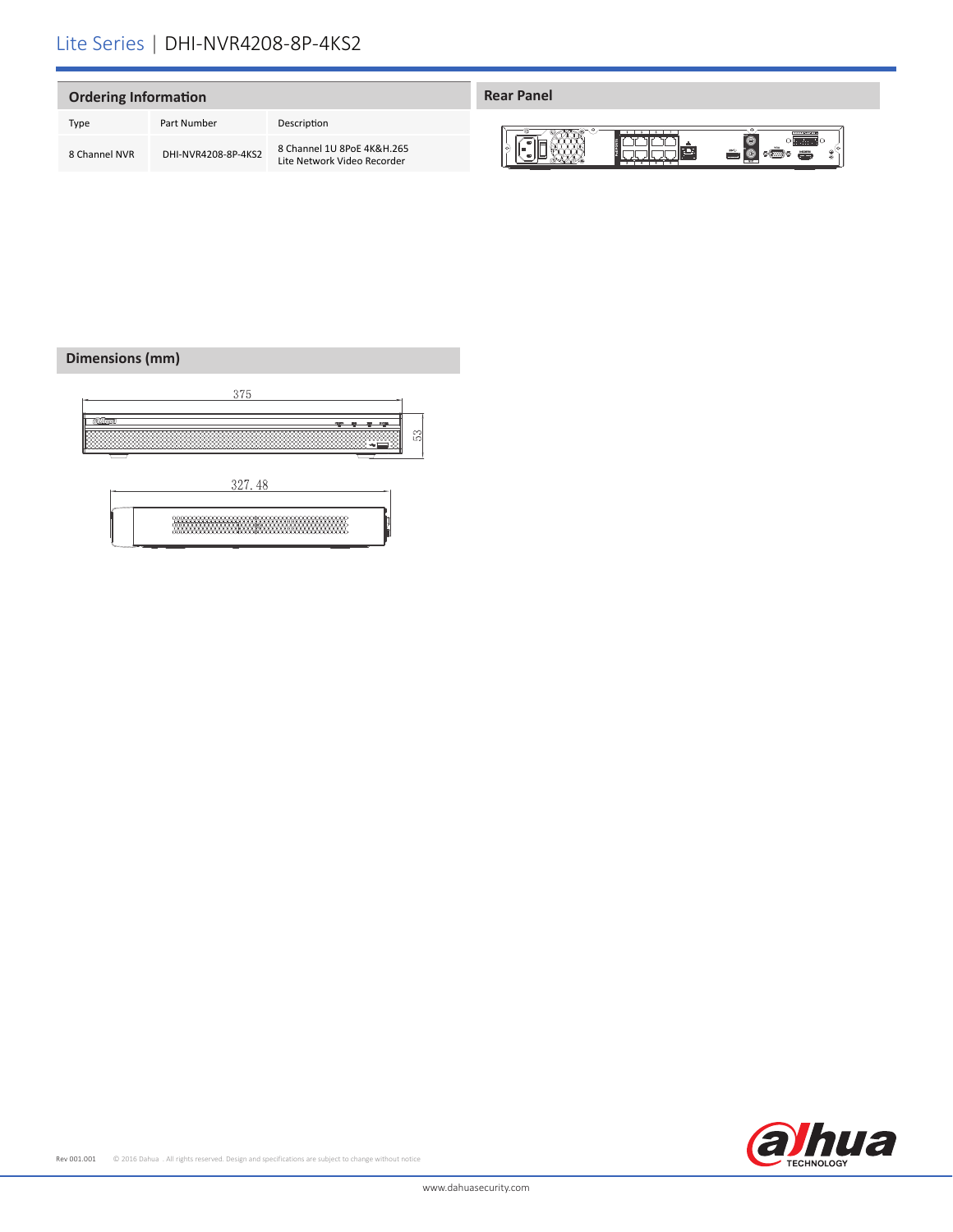## Ordering Information

| Type | Part Number | Description |
| --- | --- | --- |
| 8 Channel NVR | DHI-NVR4208-8P-4KS2 | 8 Channel 1U 8PoE 4K&H.265 Lite Network Video Recorder |

## Rear Panel

## Dimensions (mm)

375

53

327.48

Rev 001.001 © 2016 Dahua . All rights reserved. Design and specifications are subject to change without notice

www.dahuasecurity.com